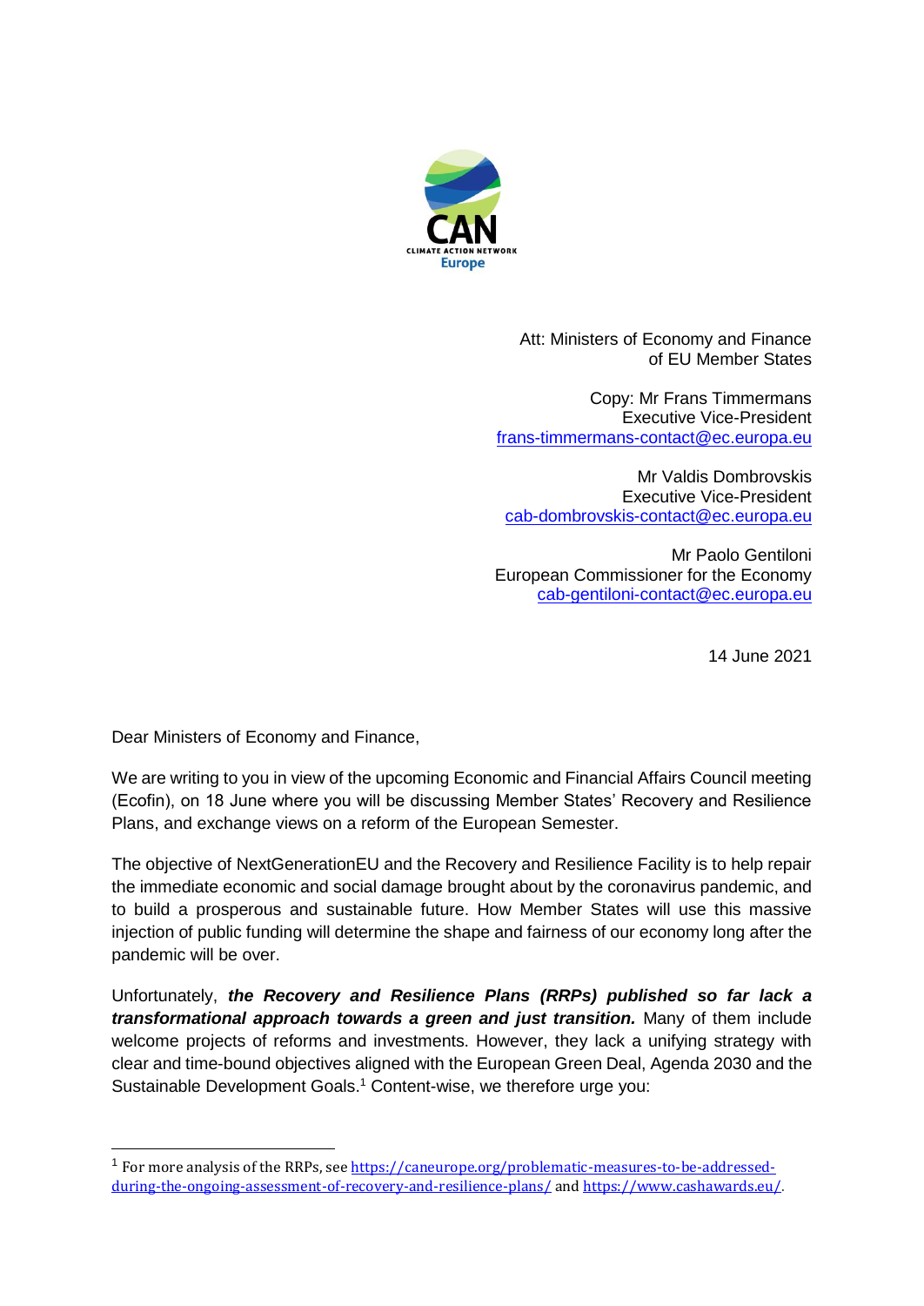Att: Ministers of Economy and Finance
of EU Member States

Copy: Mr Frans Timmermans
Executive Vice-President
frans-timmermans-contact@ec.europa.eu

Mr Valdis Dombrovskis
Executive Vice-President
cab-dombrovskis-contact@ec.europa.eu

Mr Paolo Gentiloni
European Commissioner for the Economy
cab-gentiloni-contact@ec.europa.eu

14 June 2021

Dear Ministers of Economy and Finance,

We are writing to you in view of the upcoming Economic and Financial Affairs Council meeting (Ecofin), on 18 June where you will be discussing Member States' Recovery and Resilience Plans, and exchange views on a reform of the European Semester.

The objective of NextGenerationEU and the Recovery and Resilience Facility is to help repair the immediate economic and social damage brought about by the coronavirus pandemic, and to build a prosperous and sustainable future. How Member States will use this massive injection of public funding will determine the shape and fairness of our economy long after the pandemic will be over.

Unfortunately, ***the Recovery and Resilience Plans (RRPs) published so far lack a transformational approach towards a green and just transition.*** Many of them include welcome projects of reforms and investments. However, they lack a unifying strategy with clear and time-bound objectives aligned with the European Green Deal, Agenda 2030 and the Sustainable Development Goals.[1] Content-wise, we therefore urge you:

[1] For more analysis of the RRPs, see https://caneurope.org/problematic-measures-to-be-addressed-during-the-ongoing-assessment-of-recovery-and-resilience-plans/ and https://www.cashawards.eu/.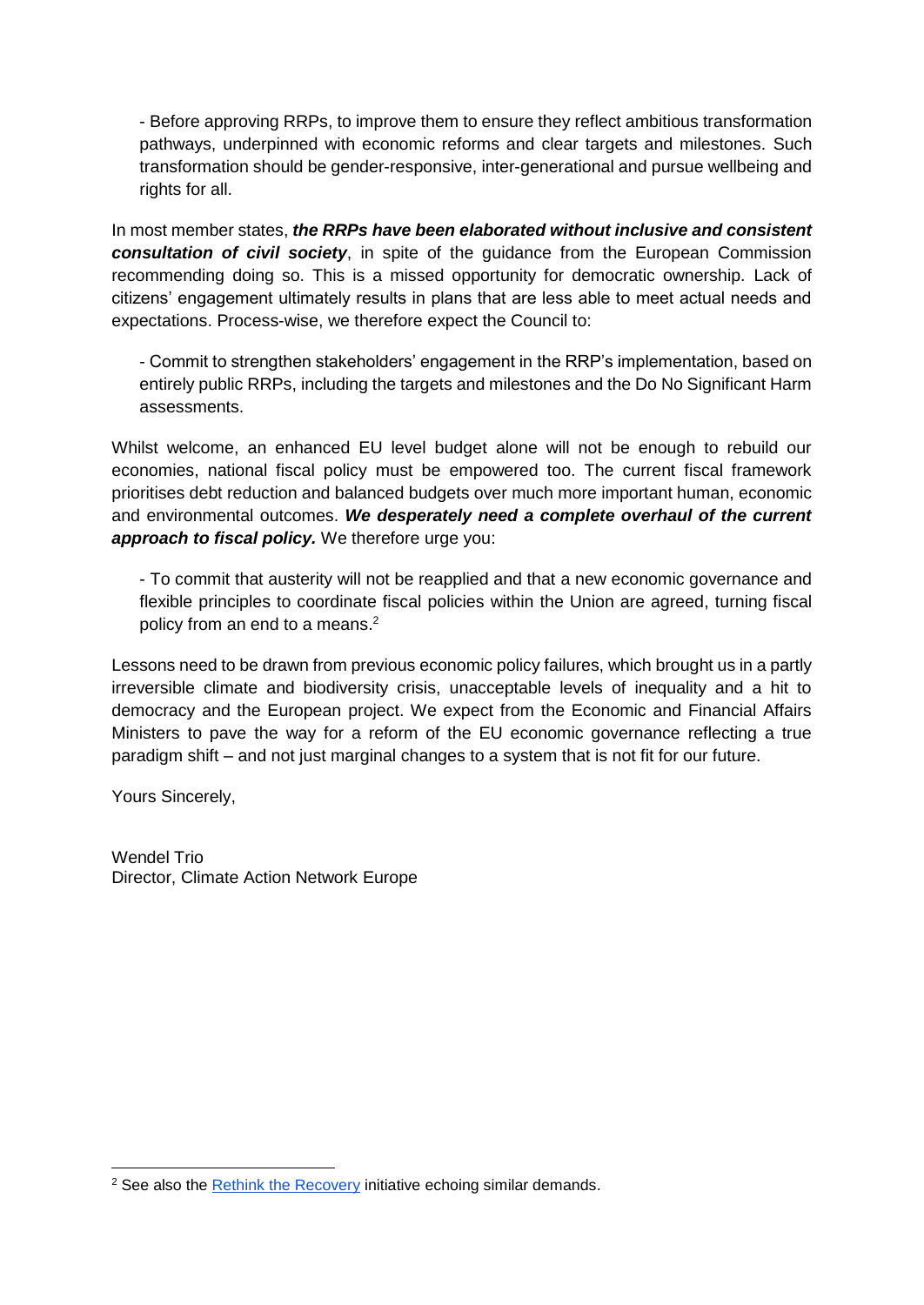- Before approving RRPs, to improve them to ensure they reflect ambitious transformation pathways, underpinned with economic reforms and clear targets and milestones. Such transformation should be gender-responsive, inter-generational and pursue wellbeing and rights for all.

In most member states, ***the RRPs have been elaborated without inclusive and consistent consultation of civil society***, in spite of the guidance from the European Commission recommending doing so. This is a missed opportunity for democratic ownership. Lack of citizens' engagement ultimately results in plans that are less able to meet actual needs and expectations. Process-wise, we therefore expect the Council to:

- Commit to strengthen stakeholders' engagement in the RRP's implementation, based on entirely public RRPs, including the targets and milestones and the Do No Significant Harm assessments.

Whilst welcome, an enhanced EU level budget alone will not be enough to rebuild our economies, national fiscal policy must be empowered too. The current fiscal framework prioritises debt reduction and balanced budgets over much more important human, economic and environmental outcomes. ***We desperately need a complete overhaul of the current approach to fiscal policy.*** We therefore urge you:

- To commit that austerity will not be reapplied and that a new economic governance and flexible principles to coordinate fiscal policies within the Union are agreed, turning fiscal policy from an end to a means.[2]

Lessons need to be drawn from previous economic policy failures, which brought us in a partly irreversible climate and biodiversity crisis, unacceptable levels of inequality and a hit to democracy and the European project. We expect from the Economic and Financial Affairs Ministers to pave the way for a reform of the EU economic governance reflecting a true paradigm shift – and not just marginal changes to a system that is not fit for our future.

Yours Sincerely,

Wendel Trio
Director, Climate Action Network Europe

---

[2] See also the [Rethink the Recovery]() initiative echoing similar demands.